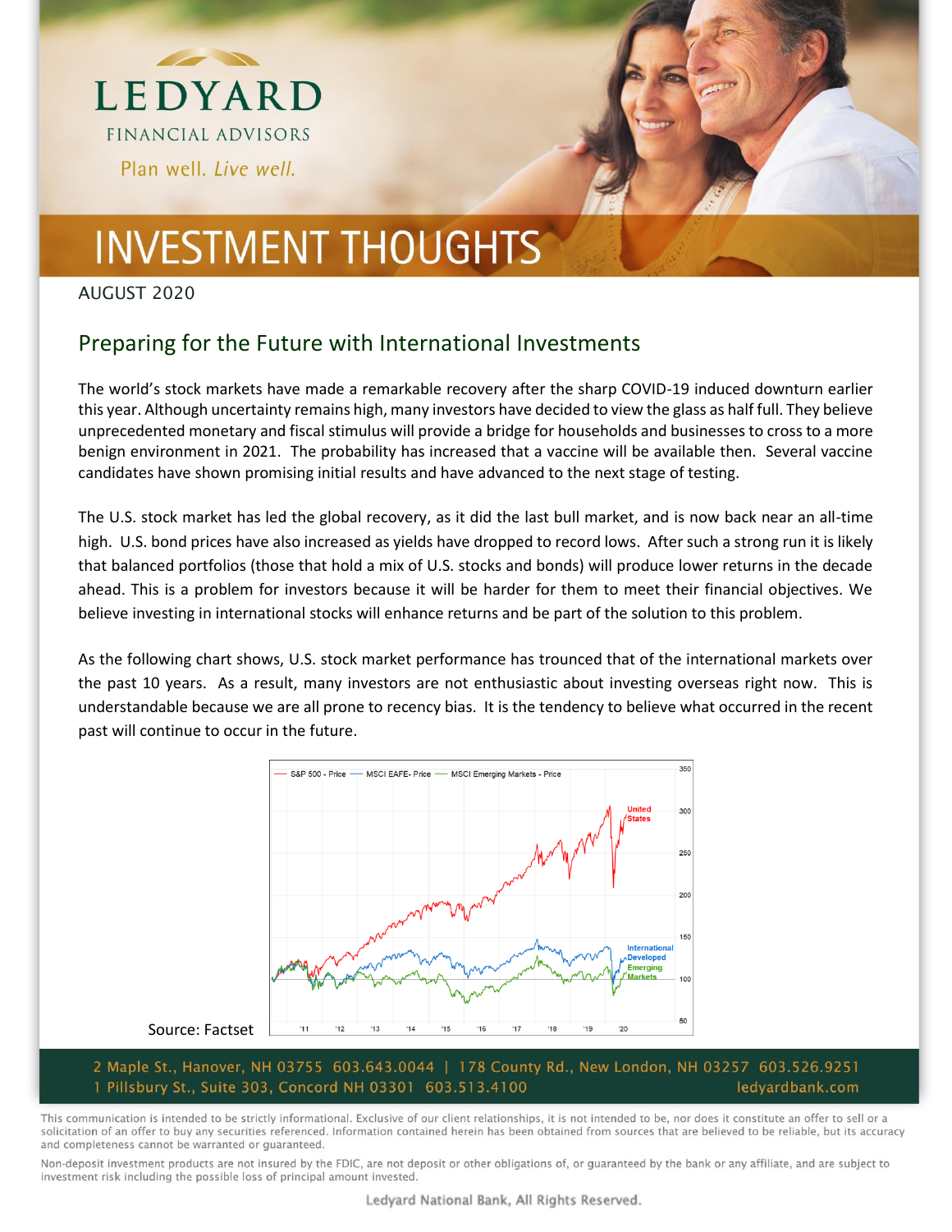LEDYARD

FINANCIAL ADVISORS

Plan well. *Live well.*

# INVESTMENT THOUGHTS

AUGUST 2020

## Preparing for the Future with International Investments

The world's stock markets have made a remarkable recovery after the sharp COVID-19 induced downturn earlier this year. Although uncertainty remains high, many investors have decided to view the glass as half full. They believe unprecedented monetary and fiscal stimulus will provide a bridge for households and businesses to cross to a more benign environment in 2021. The probability has increased that a vaccine will be available then. Several vaccine candidates have shown promising initial results and have advanced to the next stage of testing.

The U.S. stock market has led the global recovery, as it did the last bull market, and is now back near an all-time high. U.S. bond prices have also increased as yields have dropped to record lows. After such a strong run it is likely that balanced portfolios (those that hold a mix of U.S. stocks and bonds) will produce lower returns in the decade ahead. This is a problem for investors because it will be harder for them to meet their financial objectives. We believe investing in international stocks will enhance returns and be part of the solution to this problem.

As the following chart shows, U.S. stock market performance has trounced that of the international markets over the past 10 years. As a result, many investors are not enthusiastic about investing overseas right now. This is understandable because we are all prone to recency bias. It is the tendency to believe what occurred in the recent past will continue to occur in the future.

Source: Factset

2 Maple St., Hanover, NH 03755 603.643.0044 | 178 County Rd., New London, NH 03257 603.526.9251
1 Pillsbury St., Suite 303, Concord NH 03301 603.513.4100 ledyardbank.com

This communication is intended to be strictly informational. Exclusive of our client relationships, it is not intended to be, nor does it constitute an offer to sell or a solicitation of an offer to buy any securities referenced. Information contained herein has been obtained from sources that are believed to be reliable, but its accuracy and completeness cannot be warranted or guaranteed.

Non-deposit investment products are not insured by the FDIC, are not deposit or other obligations of, or guaranteed by the bank or any affiliate, and are subject to investment risk including the possible loss of principal amount invested.

Ledyard National Bank, All Rights Reserved.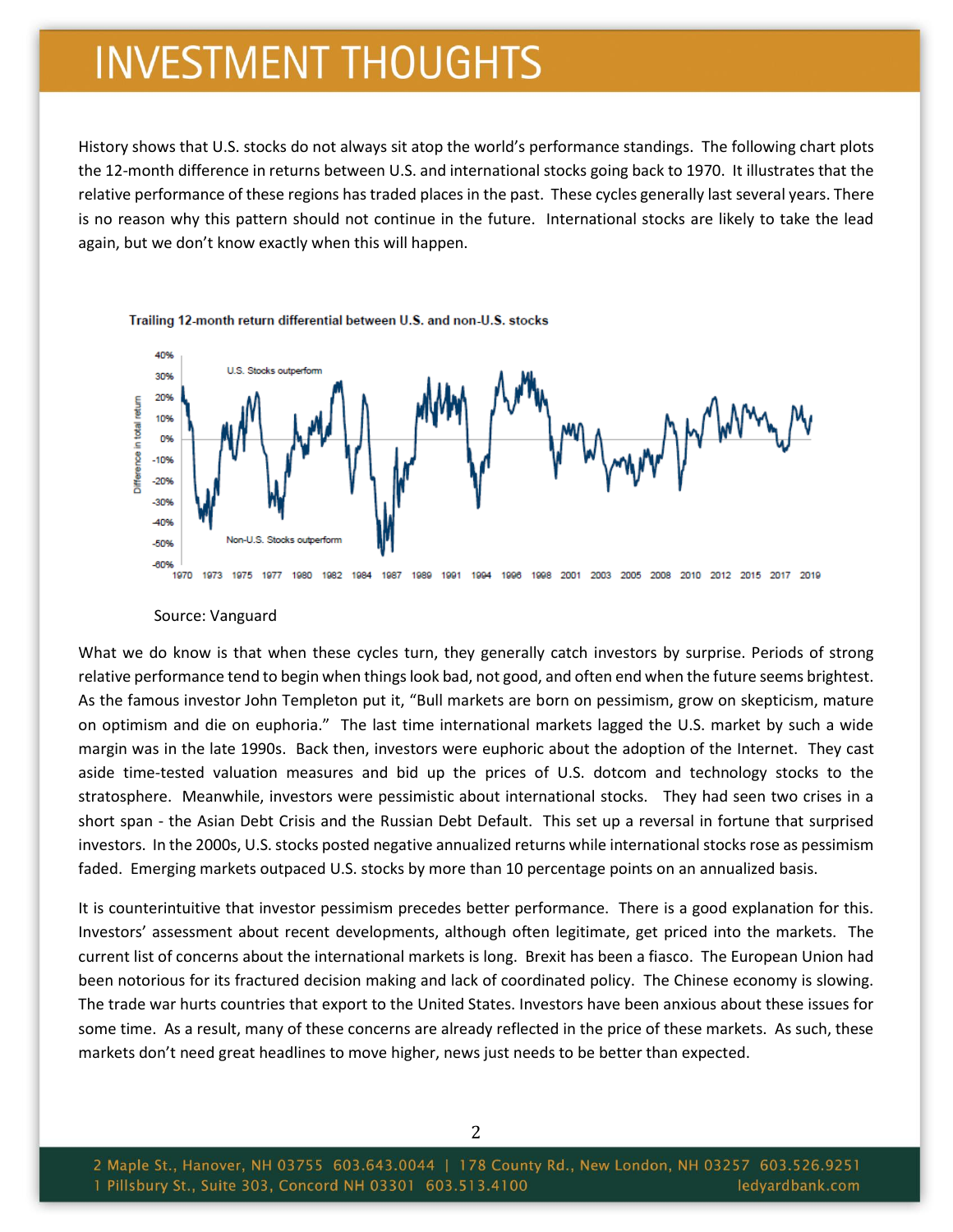# INVESTMENT THOUGHTS

History shows that U.S. stocks do not always sit atop the world's performance standings. The following chart plots the 12-month difference in returns between U.S. and international stocks going back to 1970. It illustrates that the relative performance of these regions has traded places in the past. These cycles generally last several years. There is no reason why this pattern should not continue in the future. International stocks are likely to take the lead again, but we don't know exactly when this will happen.

**Trailing 12-month return differential between U.S. and non-U.S. stocks**

Source: Vanguard

What we do know is that when these cycles turn, they generally catch investors by surprise. Periods of strong relative performance tend to begin when things look bad, not good, and often end when the future seems brightest. As the famous investor John Templeton put it, "Bull markets are born on pessimism, grow on skepticism, mature on optimism and die on euphoria." The last time international markets lagged the U.S. market by such a wide margin was in the late 1990s. Back then, investors were euphoric about the adoption of the Internet. They cast aside time-tested valuation measures and bid up the prices of U.S. dotcom and technology stocks to the stratosphere. Meanwhile, investors were pessimistic about international stocks. They had seen two crises in a short span - the Asian Debt Crisis and the Russian Debt Default. This set up a reversal in fortune that surprised investors. In the 2000s, U.S. stocks posted negative annualized returns while international stocks rose as pessimism faded. Emerging markets outpaced U.S. stocks by more than 10 percentage points on an annualized basis.

It is counterintuitive that investor pessimism precedes better performance. There is a good explanation for this. Investors' assessment about recent developments, although often legitimate, get priced into the markets. The current list of concerns about the international markets is long. Brexit has been a fiasco. The European Union had been notorious for its fractured decision making and lack of coordinated policy. The Chinese economy is slowing. The trade war hurts countries that export to the United States. Investors have been anxious about these issues for some time. As a result, many of these concerns are already reflected in the price of these markets. As such, these markets don't need great headlines to move higher, news just needs to be better than expected.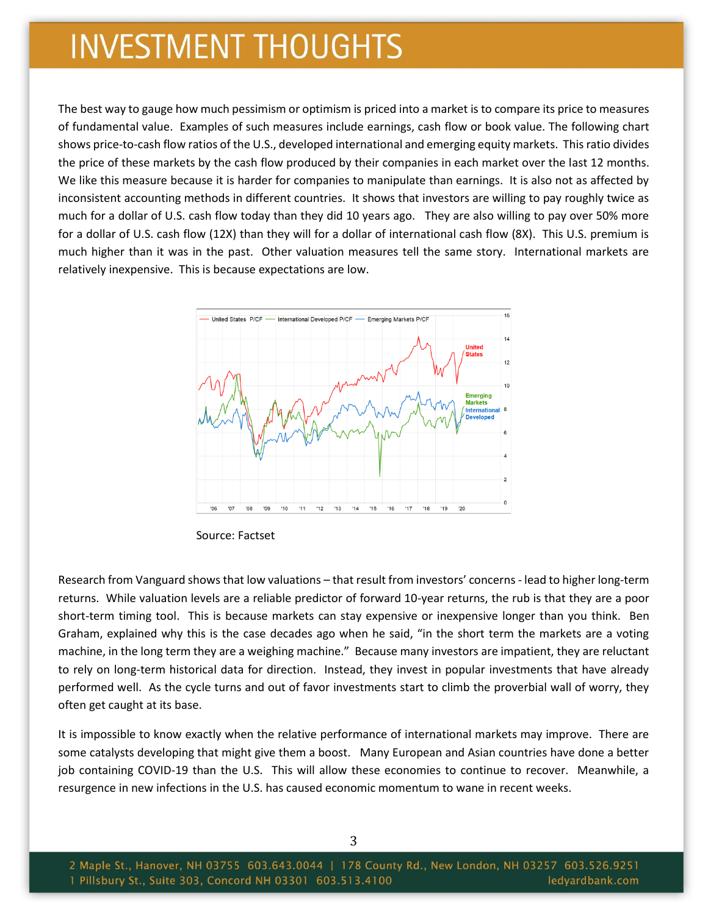# INVESTMENT THOUGHTS

The best way to gauge how much pessimism or optimism is priced into a market is to compare its price to measures of fundamental value. Examples of such measures include earnings, cash flow or book value. The following chart shows price-to-cash flow ratios of the U.S., developed international and emerging equity markets. This ratio divides the price of these markets by the cash flow produced by their companies in each market over the last 12 months. We like this measure because it is harder for companies to manipulate than earnings. It is also not as affected by inconsistent accounting methods in different countries. It shows that investors are willing to pay roughly twice as much for a dollar of U.S. cash flow today than they did 10 years ago. They are also willing to pay over 50% more for a dollar of U.S. cash flow (12X) than they will for a dollar of international cash flow (8X). This U.S. premium is much higher than it was in the past. Other valuation measures tell the same story. International markets are relatively inexpensive. This is because expectations are low.

Source: Factset

Research from Vanguard shows that low valuations – that result from investors' concerns - lead to higher long-term returns. While valuation levels are a reliable predictor of forward 10-year returns, the rub is that they are a poor short-term timing tool. This is because markets can stay expensive or inexpensive longer than you think. Ben Graham, explained why this is the case decades ago when he said, "in the short term the markets are a voting machine, in the long term they are a weighing machine." Because many investors are impatient, they are reluctant to rely on long-term historical data for direction. Instead, they invest in popular investments that have already performed well. As the cycle turns and out of favor investments start to climb the proverbial wall of worry, they often get caught at its base.

It is impossible to know exactly when the relative performance of international markets may improve. There are some catalysts developing that might give them a boost. Many European and Asian countries have done a better job containing COVID-19 than the U.S. This will allow these economies to continue to recover. Meanwhile, a resurgence in new infections in the U.S. has caused economic momentum to wane in recent weeks.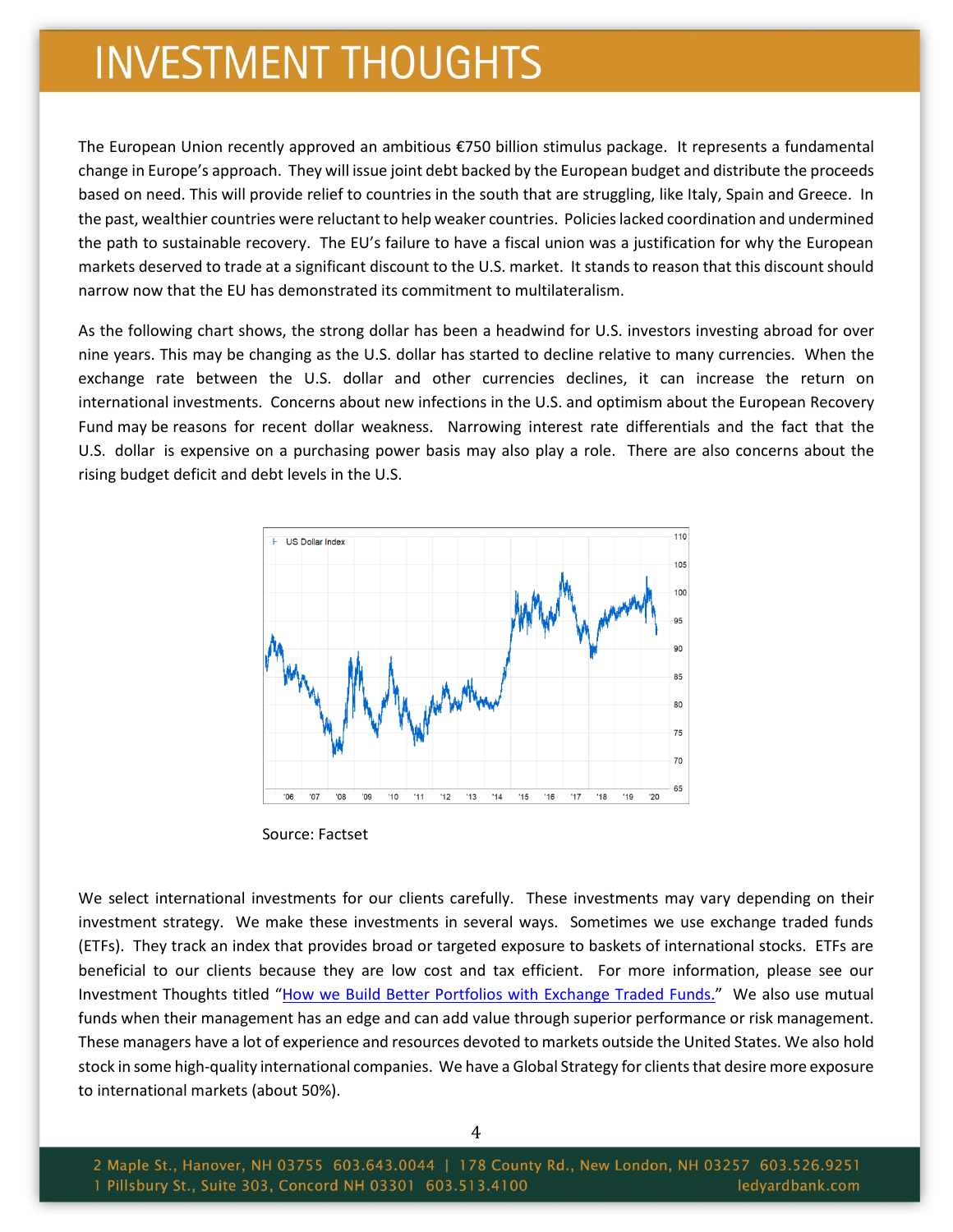# INVESTMENT THOUGHTS

The European Union recently approved an ambitious €750 billion stimulus package. It represents a fundamental change in Europe's approach. They will issue joint debt backed by the European budget and distribute the proceeds based on need. This will provide relief to countries in the south that are struggling, like Italy, Spain and Greece. In the past, wealthier countries were reluctant to help weaker countries. Policies lacked coordination and undermined the path to sustainable recovery. The EU's failure to have a fiscal union was a justification for why the European markets deserved to trade at a significant discount to the U.S. market. It stands to reason that this discount should narrow now that the EU has demonstrated its commitment to multilateralism.

As the following chart shows, the strong dollar has been a headwind for U.S. investors investing abroad for over nine years. This may be changing as the U.S. dollar has started to decline relative to many currencies. When the exchange rate between the U.S. dollar and other currencies declines, it can increase the return on international investments. Concerns about new infections in the U.S. and optimism about the European Recovery Fund may be reasons for recent dollar weakness. Narrowing interest rate differentials and the fact that the U.S. dollar is expensive on a purchasing power basis may also play a role. There are also concerns about the rising budget deficit and debt levels in the U.S.

Source: Factset

We select international investments for our clients carefully. These investments may vary depending on their investment strategy. We make these investments in several ways. Sometimes we use exchange traded funds (ETFs). They track an index that provides broad or targeted exposure to baskets of international stocks. ETFs are beneficial to our clients because they are low cost and tax efficient. For more information, please see our Investment Thoughts titled "How we Build Better Portfolios with Exchange Traded Funds." We also use mutual funds when their management has an edge and can add value through superior performance or risk management. These managers have a lot of experience and resources devoted to markets outside the United States. We also hold stock in some high-quality international companies. We have a Global Strategy for clients that desire more exposure to international markets (about 50%).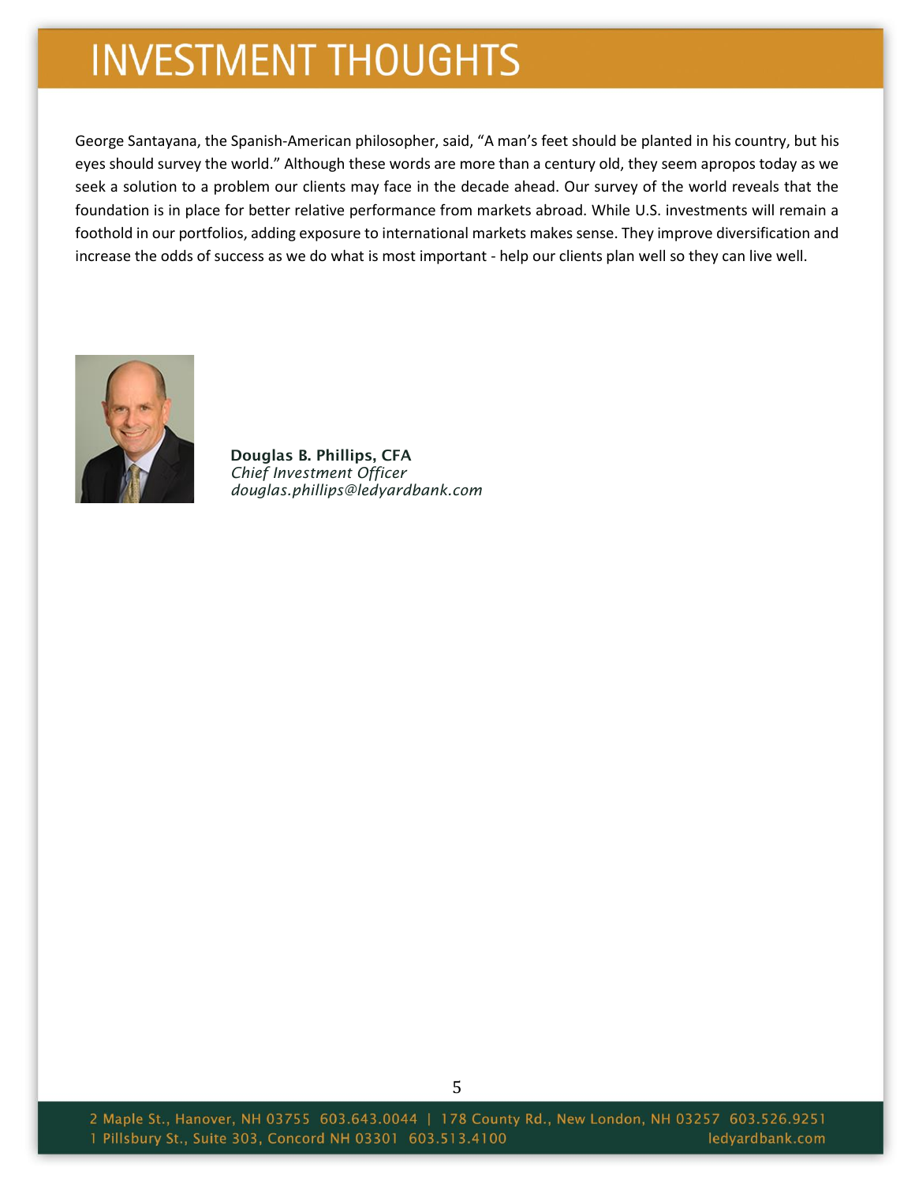# INVESTMENT THOUGHTS

George Santayana, the Spanish-American philosopher, said, “A man’s feet should be planted in his country, but his eyes should survey the world.” Although these words are more than a century old, they seem apropos today as we seek a solution to a problem our clients may face in the decade ahead. Our survey of the world reveals that the foundation is in place for better relative performance from markets abroad. While U.S. investments will remain a foothold in our portfolios, adding exposure to international markets makes sense. They improve diversification and increase the odds of success as we do what is most important - help our clients plan well so they can live well.

**Douglas B. Phillips, CFA**
*Chief Investment Officer*
*douglas.phillips@ledyardbank.com*

2 Maple St., Hanover, NH 03755 603.643.0044 | 178 County Rd., New London, NH 03257 603.526.9251
1 Pillsbury St., Suite 303, Concord NH 03301 603.513.4100 ledyardbank.com